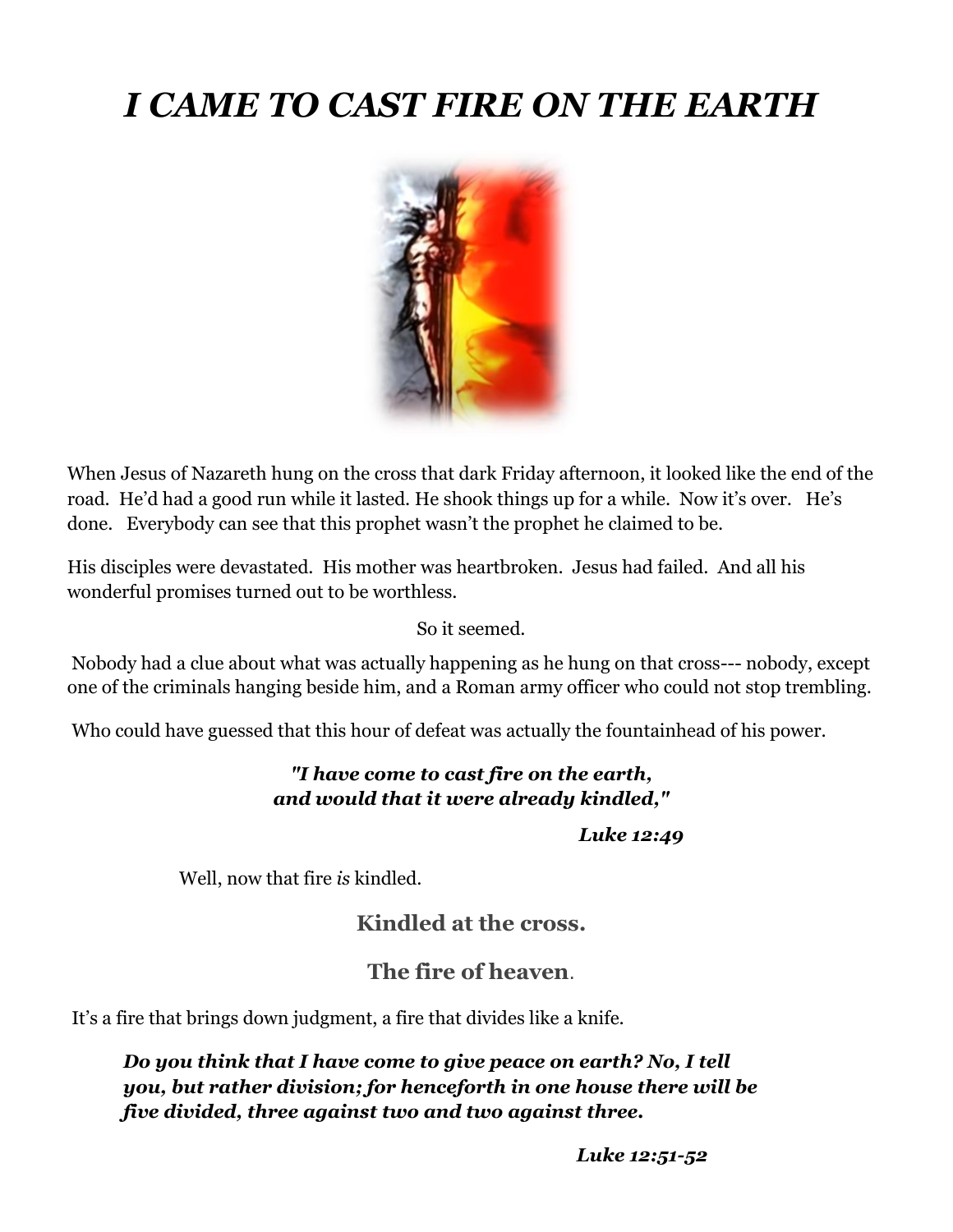# *I CAME TO CAST FIRE ON THE EARTH*

When Jesus of Nazareth hung on the cross that dark Friday afternoon, it looked like the end of the road. He'd had a good run while it lasted. He shook things up for a while. Now it's over. He's done. Everybody can see that this prophet wasn't the prophet he claimed to be.

His disciples were devastated. His mother was heartbroken. Jesus had failed. And all his wonderful promises turned out to be worthless.

So it seemed.

Nobody had a clue about what was actually happening as he hung on that cross--- nobody, except one of the criminals hanging beside him, and a Roman army officer who could not stop trembling.

Who could have guessed that this hour of defeat was actually the fountainhead of his power.

***"I have come to cast fire on the earth, and would that it were already kindled,"***

***Luke 12:49***

Well, now that fire *is* kindled.

**Kindled at the cross.**

**The fire of heaven**.

It's a fire that brings down judgment, a fire that divides like a knife.

***Do you think that I have come to give peace on earth? No, I tell you, but rather division; for henceforth in one house there will be five divided, three against two and two against three.***

***Luke 12:51-52***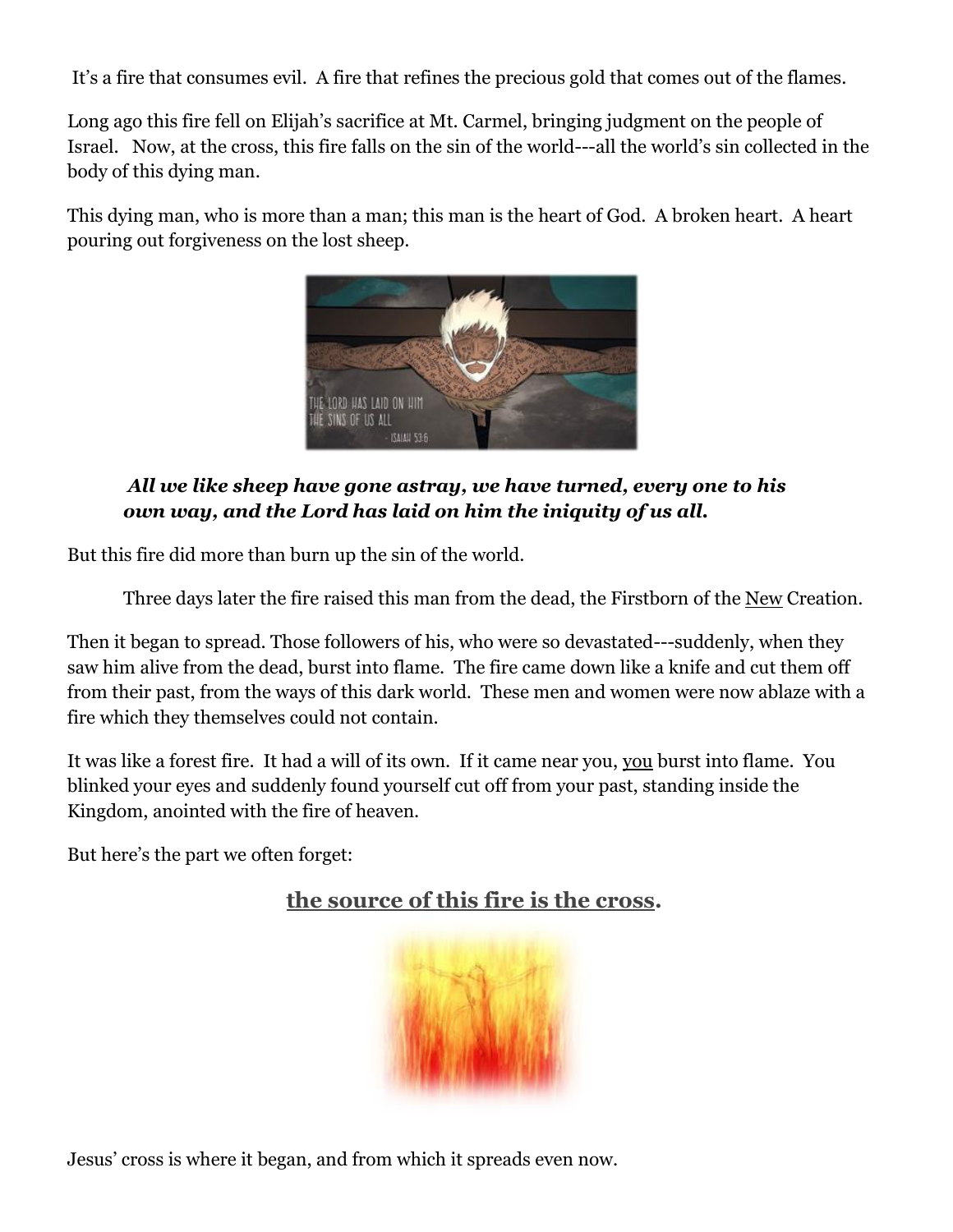It's a fire that consumes evil. A fire that refines the precious gold that comes out of the flames.

Long ago this fire fell on Elijah's sacrifice at Mt. Carmel, bringing judgment on the people of Israel. Now, at the cross, this fire falls on the sin of the world---all the world's sin collected in the body of this dying man.

This dying man, who is more than a man; this man is the heart of God. A broken heart. A heart pouring out forgiveness on the lost sheep.

> ***All we like sheep have gone astray, we have turned, every one to his own way, and the Lord has laid on him the iniquity of us all.***

But this fire did more than burn up the sin of the world.

Three days later the fire raised this man from the dead, the Firstborn of the <u>New</u> Creation.

Then it began to spread. Those followers of his, who were so devastated---suddenly, when they saw him alive from the dead, burst into flame. The fire came down like a knife and cut them off from their past, from the ways of this dark world. These men and women were now ablaze with a fire which they themselves could not contain.

It was like a forest fire. It had a will of its own. If it came near you, <u>you</u> burst into flame. You blinked your eyes and suddenly found yourself cut off from your past, standing inside the Kingdom, anointed with the fire of heaven.

But here's the part we often forget:

**<u>the source of this fire is the cross</u>.**

Jesus' cross is where it began, and from which it spreads even now.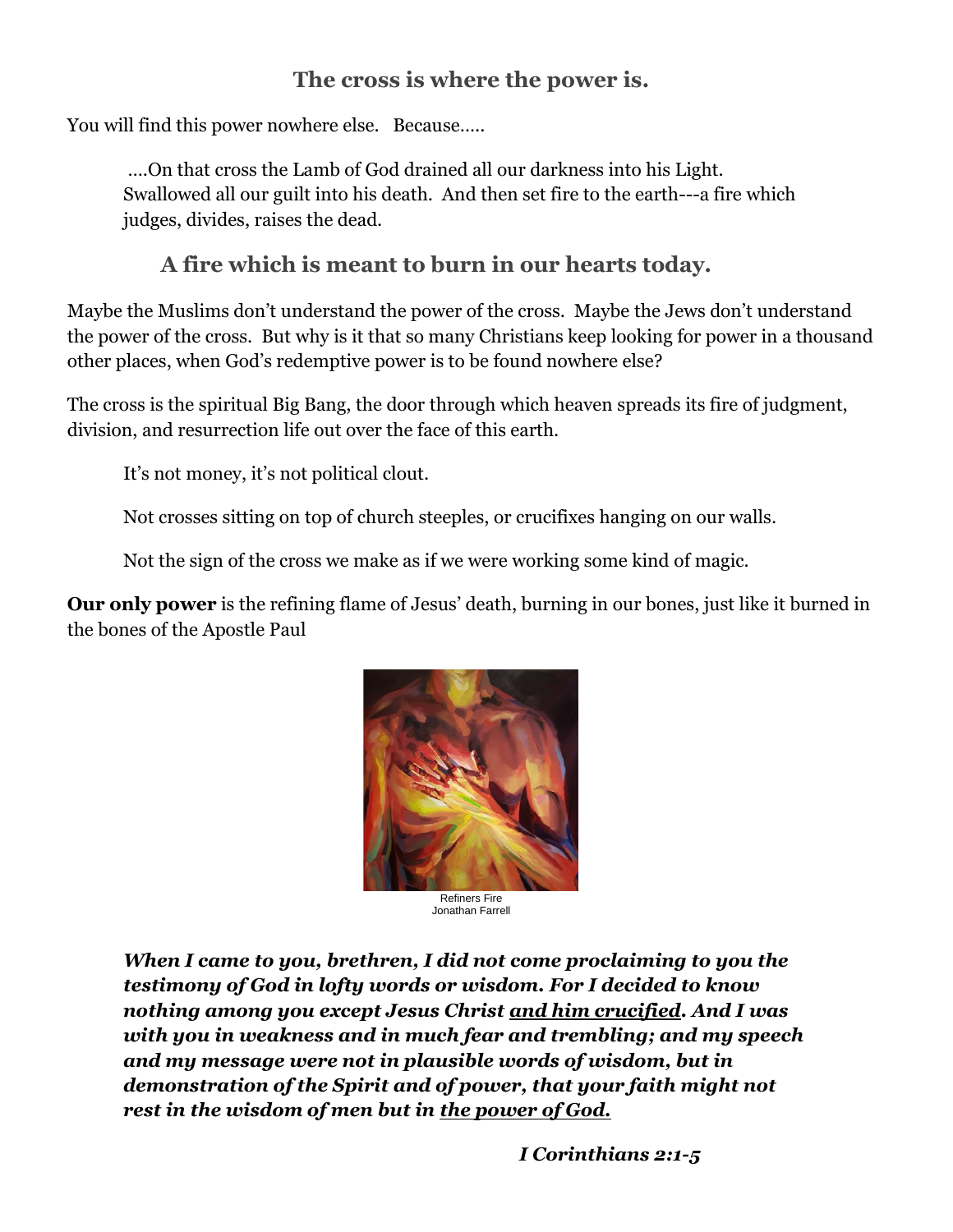## The cross is where the power is.

You will find this power nowhere else. Because…..

> ….On that cross the Lamb of God drained all our darkness into his Light. Swallowed all our guilt into his death. And then set fire to the earth---a fire which judges, divides, raises the dead.

### A fire which is meant to burn in our hearts today.

Maybe the Muslims don't understand the power of the cross. Maybe the Jews don't understand the power of the cross. But why is it that so many Christians keep looking for power in a thousand other places, when God's redemptive power is to be found nowhere else?

The cross is the spiritual Big Bang, the door through which heaven spreads its fire of judgment, division, and resurrection life out over the face of this earth.

> It's not money, it's not political clout.
>
> Not crosses sitting on top of church steeples, or crucifixes hanging on our walls.
>
> Not the sign of the cross we make as if we were working some kind of magic.

**Our only power** is the refining flame of Jesus' death, burning in our bones, just like it burned in the bones of the Apostle Paul

Refiners Fire
Jonathan Farrell

> ***When I came to you, brethren, I did not come proclaiming to you the testimony of God in lofty words or wisdom. For I decided to know nothing among you except Jesus Christ <u>and him crucified</u>. And I was with you in weakness and in much fear and trembling; and my speech and my message were not in plausible words of wisdom, but in demonstration of the Spirit and of power, that your faith might not rest in the wisdom of men but in <u>the power of God.</u>***
>
> ***I Corinthians 2:1-5***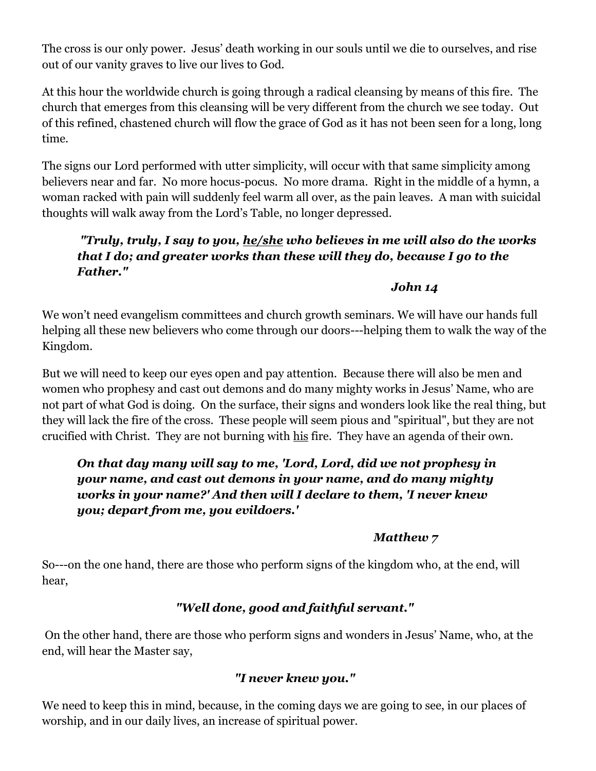The cross is our only power.  Jesus' death working in our souls until we die to ourselves, and rise out of our vanity graves to live our lives to God.

At this hour the worldwide church is going through a radical cleansing by means of this fire.  The church that emerges from this cleansing will be very different from the church we see today.  Out of this refined, chastened church will flow the grace of God as it has not been seen for a long, long time.

The signs our Lord performed with utter simplicity, will occur with that same simplicity among believers near and far.  No more hocus-pocus.  No more drama.  Right in the middle of a hymn, a woman racked with pain will suddenly feel warm all over, as the pain leaves.  A man with suicidal thoughts will walk away from the Lord's Table, no longer depressed.

> ***"Truly, truly, I say to you, <u>he/she</u> who believes in me will also do the works that I do; and greater works than these will they do, because I go to the Father."***
>
> ***John 14***

We won't need evangelism committees and church growth seminars. We will have our hands full helping all these new believers who come through our doors---helping them to walk the way of the Kingdom.

But we will need to keep our eyes open and pay attention.  Because there will also be men and women who prophesy and cast out demons and do many mighty works in Jesus' Name, who are not part of what God is doing.  On the surface, their signs and wonders look like the real thing, but they will lack the fire of the cross.  These people will seem pious and "spiritual", but they are not crucified with Christ.  They are not burning with <u>his</u> fire.  They have an agenda of their own.

> ***On that day many will say to me, 'Lord, Lord, did we not prophesy in your name, and cast out demons in your name, and do many mighty works in your name?' And then will I declare to them, 'I never knew you; depart from me, you evildoers.'***
>
> ***Matthew 7***

So---on the one hand, there are those who perform signs of the kingdom who, at the end, will hear,

***"Well done, good and faithful servant."***

On the other hand, there are those who perform signs and wonders in Jesus' Name, who, at the end, will hear the Master say,

***"I never knew you."***

We need to keep this in mind, because, in the coming days we are going to see, in our places of worship, and in our daily lives, an increase of spiritual power.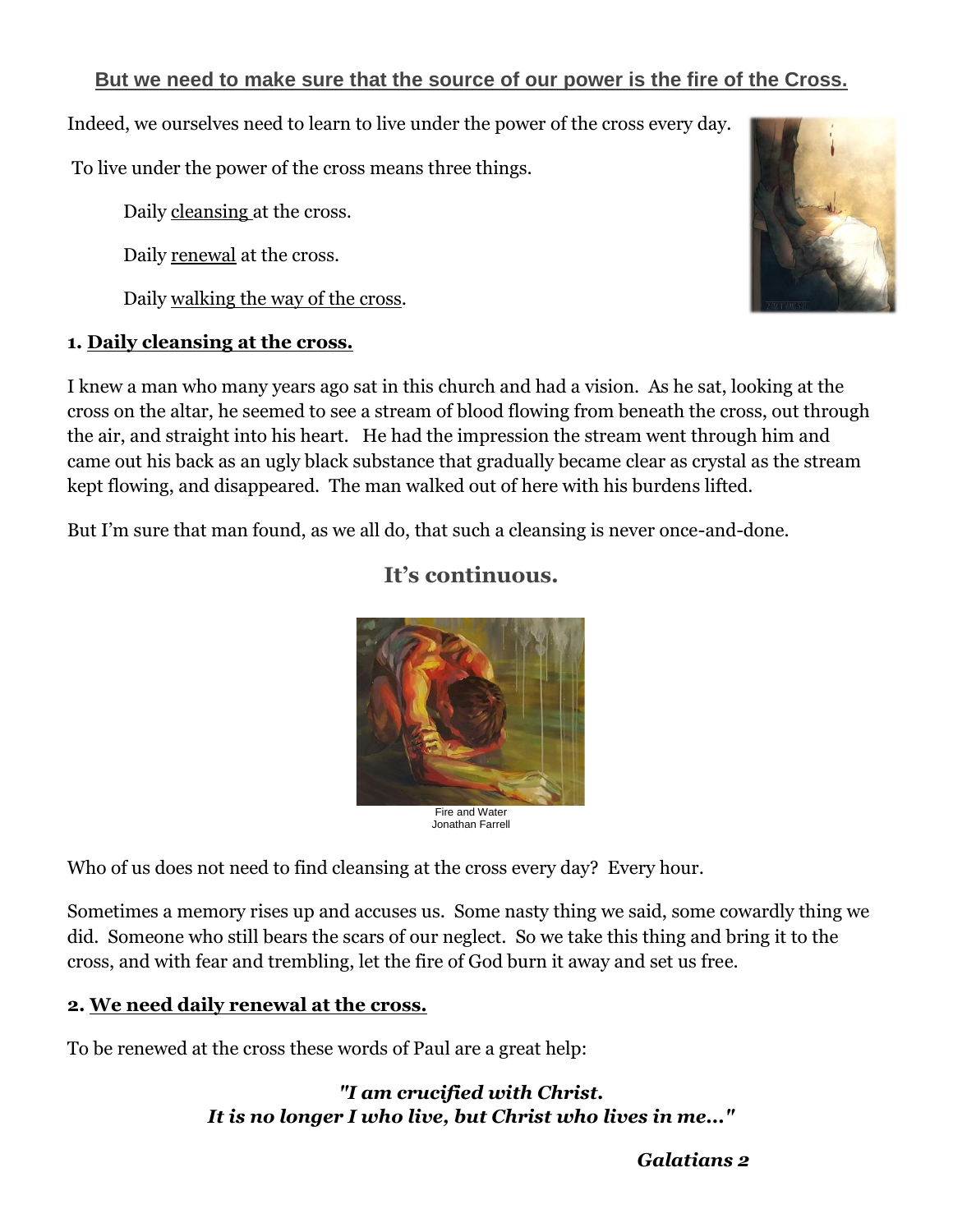## But we need to make sure that the source of our power is the fire of the Cross.

Indeed, we ourselves need to learn to live under the power of the cross every day.

To live under the power of the cross means three things.

Daily cleansing at the cross.

Daily renewal at the cross.

Daily walking the way of the cross.

**1. Daily cleansing at the cross.**

I knew a man who many years ago sat in this church and had a vision. As he sat, looking at the cross on the altar, he seemed to see a stream of blood flowing from beneath the cross, out through the air, and straight into his heart. He had the impression the stream went through him and came out his back as an ugly black substance that gradually became clear as crystal as the stream kept flowing, and disappeared. The man walked out of here with his burdens lifted.

But I'm sure that man found, as we all do, that such a cleansing is never once-and-done.

### It's continuous.

Fire and Water
Jonathan Farrell

Who of us does not need to find cleansing at the cross every day? Every hour.

Sometimes a memory rises up and accuses us. Some nasty thing we said, some cowardly thing we did. Someone who still bears the scars of our neglect. So we take this thing and bring it to the cross, and with fear and trembling, let the fire of God burn it away and set us free.

**2. We need daily renewal at the cross.**

To be renewed at the cross these words of Paul are a great help:

***"I am crucified with Christ.***
***It is no longer I who live, but Christ who lives in me..."***

***Galatians 2***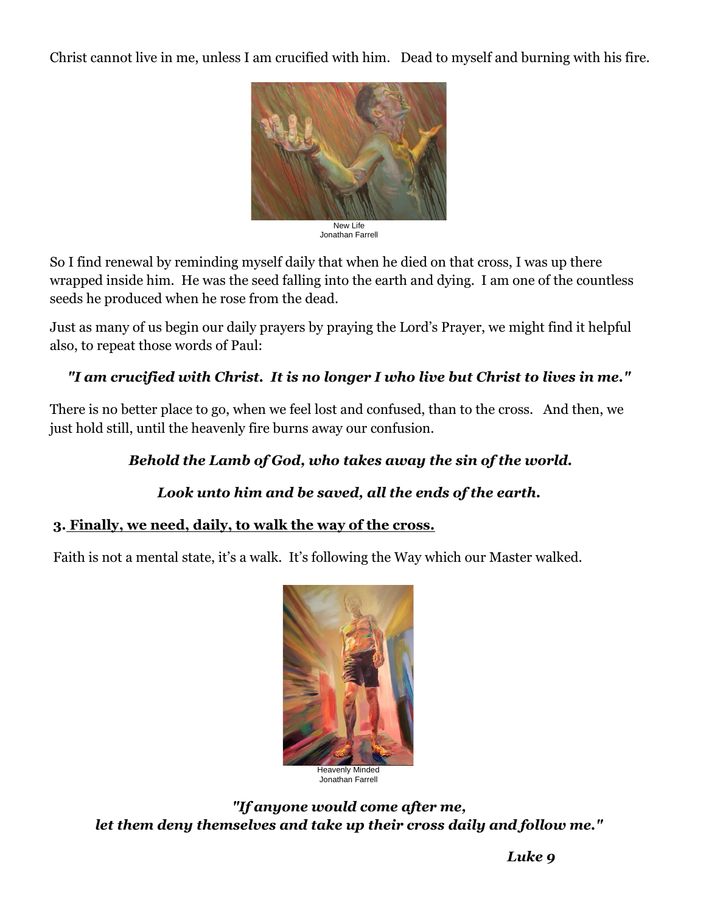Christ cannot live in me, unless I am crucified with him. Dead to myself and burning with his fire.

New Life
Jonathan Farrell

So I find renewal by reminding myself daily that when he died on that cross, I was up there wrapped inside him. He was the seed falling into the earth and dying. I am one of the countless seeds he produced when he rose from the dead.

Just as many of us begin our daily prayers by praying the Lord's Prayer, we might find it helpful also, to repeat those words of Paul:

***"I am crucified with Christ. It is no longer I who live but Christ to lives in me."***

There is no better place to go, when we feel lost and confused, than to the cross. And then, we just hold still, until the heavenly fire burns away our confusion.

***Behold the Lamb of God, who takes away the sin of the world.***

***Look unto him and be saved, all the ends of the earth.***

**3. <u>Finally, we need, daily, to walk the way of the cross.</u>**

Faith is not a mental state, it's a walk. It's following the Way which our Master walked.

Heavenly Minded
Jonathan Farrell

***"If anyone would come after me,***
***let them deny themselves and take up their cross daily and follow me."***

***Luke 9***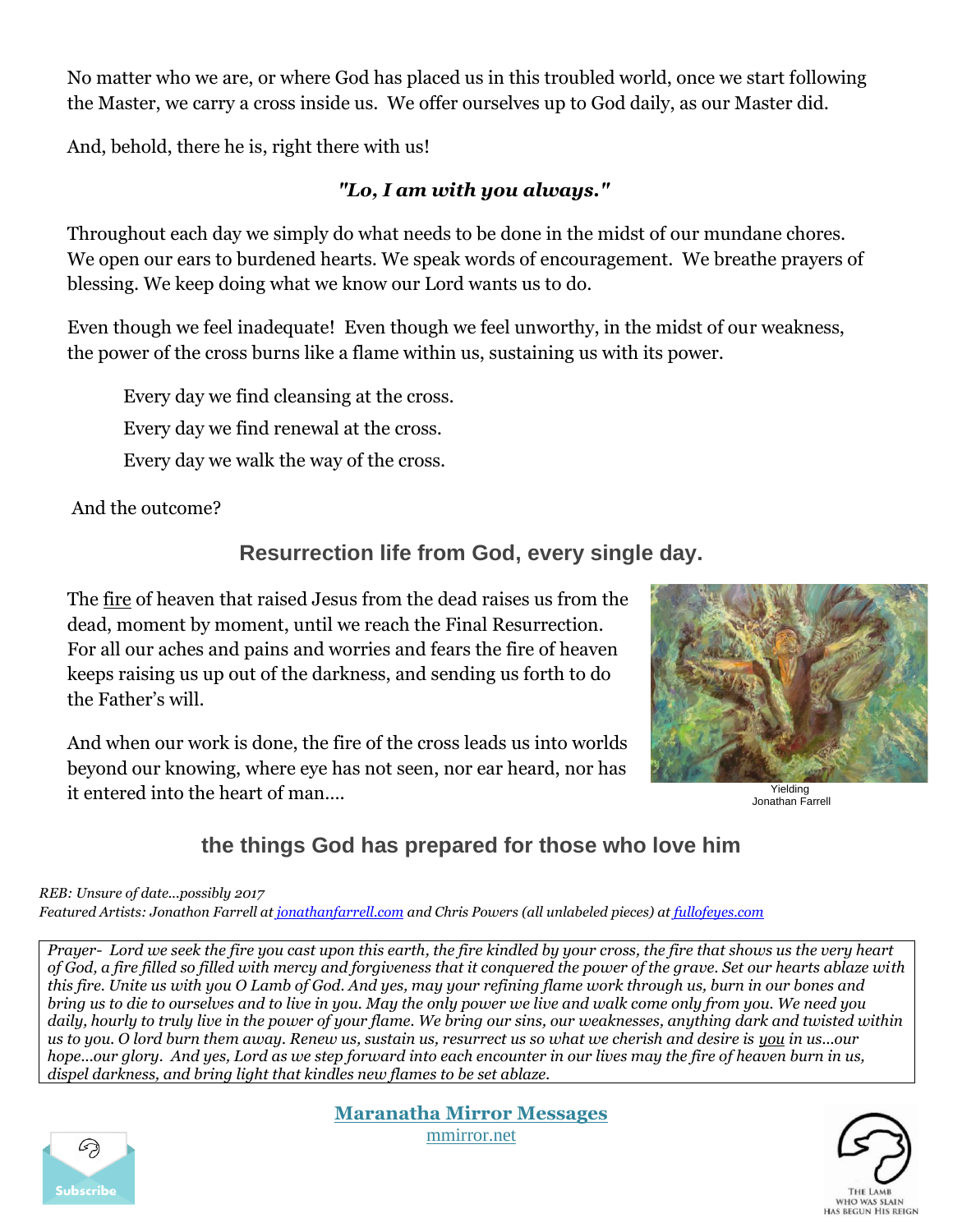No matter who we are, or where God has placed us in this troubled world, once we start following the Master, we carry a cross inside us. We offer ourselves up to God daily, as our Master did.

And, behold, there he is, right there with us!

***"Lo, I am with you always."***

Throughout each day we simply do what needs to be done in the midst of our mundane chores. We open our ears to burdened hearts. We speak words of encouragement. We breathe prayers of blessing. We keep doing what we know our Lord wants us to do.

Even though we feel inadequate! Even though we feel unworthy, in the midst of our weakness, the power of the cross burns like a flame within us, sustaining us with its power.

Every day we find cleansing at the cross.

Every day we find renewal at the cross.

Every day we walk the way of the cross.

And the outcome?

## Resurrection life from God, every single day.

The fire of heaven that raised Jesus from the dead raises us from the dead, moment by moment, until we reach the Final Resurrection. For all our aches and pains and worries and fears the fire of heaven keeps raising us up out of the darkness, and sending us forth to do the Father's will.

And when our work is done, the fire of the cross leads us into worlds beyond our knowing, where eye has not seen, nor ear heard, nor has it entered into the heart of man....

Yielding
Jonathan Farrell

## the things God has prepared for those who love him

*REB: Unsure of date...possibly 2017*
*Featured Artists: Jonathon Farrell at jonathanfarrell.com and Chris Powers (all unlabeled pieces) at fullofeyes.com*

*Prayer- Lord we seek the fire you cast upon this earth, the fire kindled by your cross, the fire that shows us the very heart of God, a fire filled so filled with mercy and forgiveness that it conquered the power of the grave. Set our hearts ablaze with this fire. Unite us with you O Lamb of God. And yes, may your refining flame work through us, burn in our bones and bring us to die to ourselves and to live in you. May the only power we live and walk come only from you. We need you daily, hourly to truly live in the power of your flame. We bring our sins, our weaknesses, anything dark and twisted within us to you. O lord burn them away. Renew us, sustain us, resurrect us so what we cherish and desire is you in us...our hope...our glory. And yes, Lord as we step forward into each encounter in our lives may the fire of heaven burn in us, dispel darkness, and bring light that kindles new flames to be set ablaze.*

**Maranatha Mirror Messages**
mmirror.net

Subscribe

THE LAMB WHO WAS SLAIN HAS BEGUN HIS REIGN